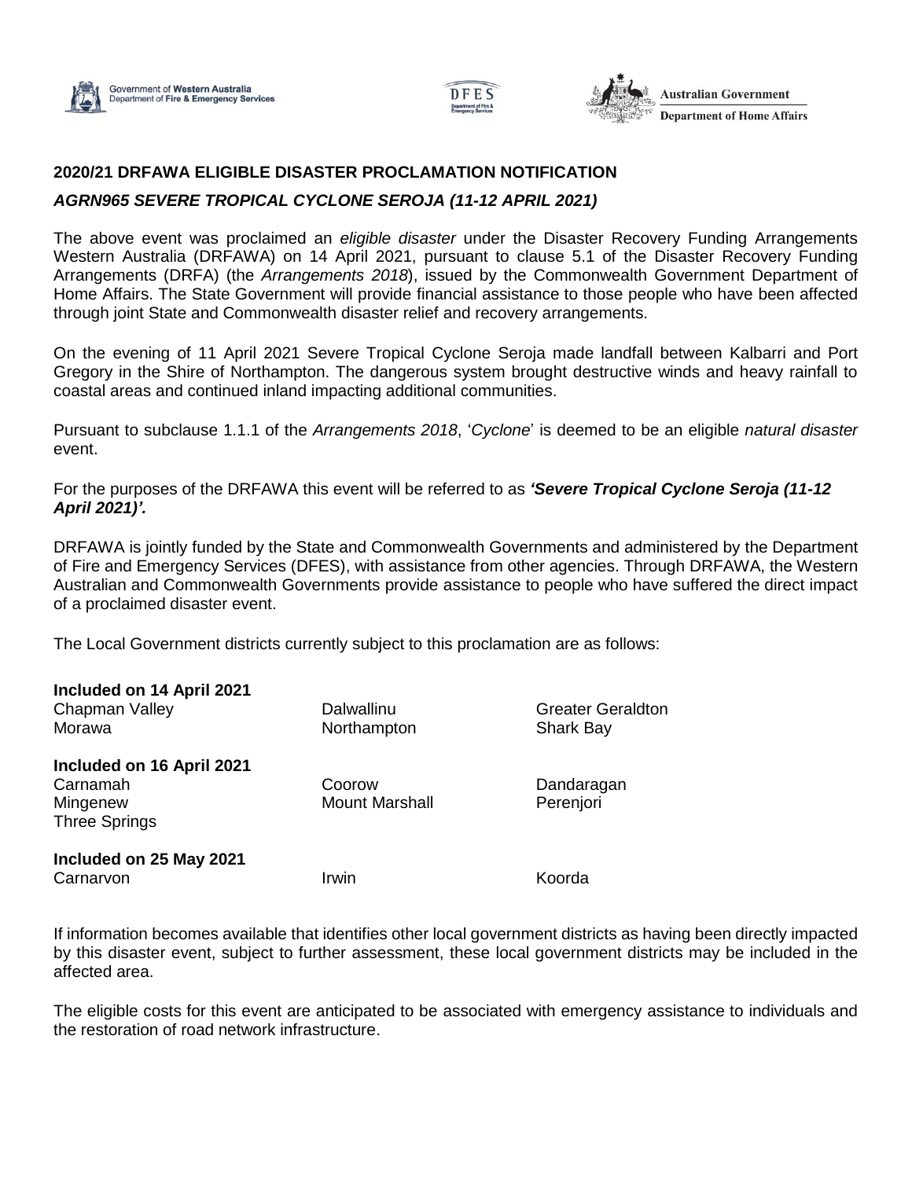## 2020/21 DRFAWA ELIGIBLE DISASTER PROCLAMATION NOTIFICATION

### *AGRN965 SEVERE TROPICAL CYCLONE SEROJA (11-12 APRIL 2021)*

The above event was proclaimed an *eligible disaster* under the Disaster Recovery Funding Arrangements Western Australia (DRFAWA) on 14 April 2021, pursuant to clause 5.1 of the Disaster Recovery Funding Arrangements (DRFA) (the *Arrangements 2018*), issued by the Commonwealth Government Department of Home Affairs. The State Government will provide financial assistance to those people who have been affected through joint State and Commonwealth disaster relief and recovery arrangements.

On the evening of 11 April 2021 Severe Tropical Cyclone Seroja made landfall between Kalbarri and Port Gregory in the Shire of Northampton. The dangerous system brought destructive winds and heavy rainfall to coastal areas and continued inland impacting additional communities.

Pursuant to subclause 1.1.1 of the *Arrangements 2018*, '*Cyclone*' is deemed to be an eligible *natural disaster* event.

For the purposes of the DRFAWA this event will be referred to as ***'Severe Tropical Cyclone Seroja (11-12 April 2021)'.***

DRFAWA is jointly funded by the State and Commonwealth Governments and administered by the Department of Fire and Emergency Services (DFES), with assistance from other agencies. Through DRFAWA, the Western Australian and Commonwealth Governments provide assistance to people who have suffered the direct impact of a proclaimed disaster event.

The Local Government districts currently subject to this proclamation are as follows:

**Included on 14 April 2021**

| | | |
|---|---|---|
| Chapman Valley | Dalwallinu | Greater Geraldton |
| Morawa | Northampton | Shark Bay |

**Included on 16 April 2021**

| | | |
|---|---|---|
| Carnamah | Coorow | Dandaragan |
| Mingenew | Mount Marshall | Perenjori |
| Three Springs | | |

**Included on 25 May 2021**

| | | |
|---|---|---|
| Carnarvon | Irwin | Koorda |

If information becomes available that identifies other local government districts as having been directly impacted by this disaster event, subject to further assessment, these local government districts may be included in the affected area.

The eligible costs for this event are anticipated to be associated with emergency assistance to individuals and the restoration of road network infrastructure.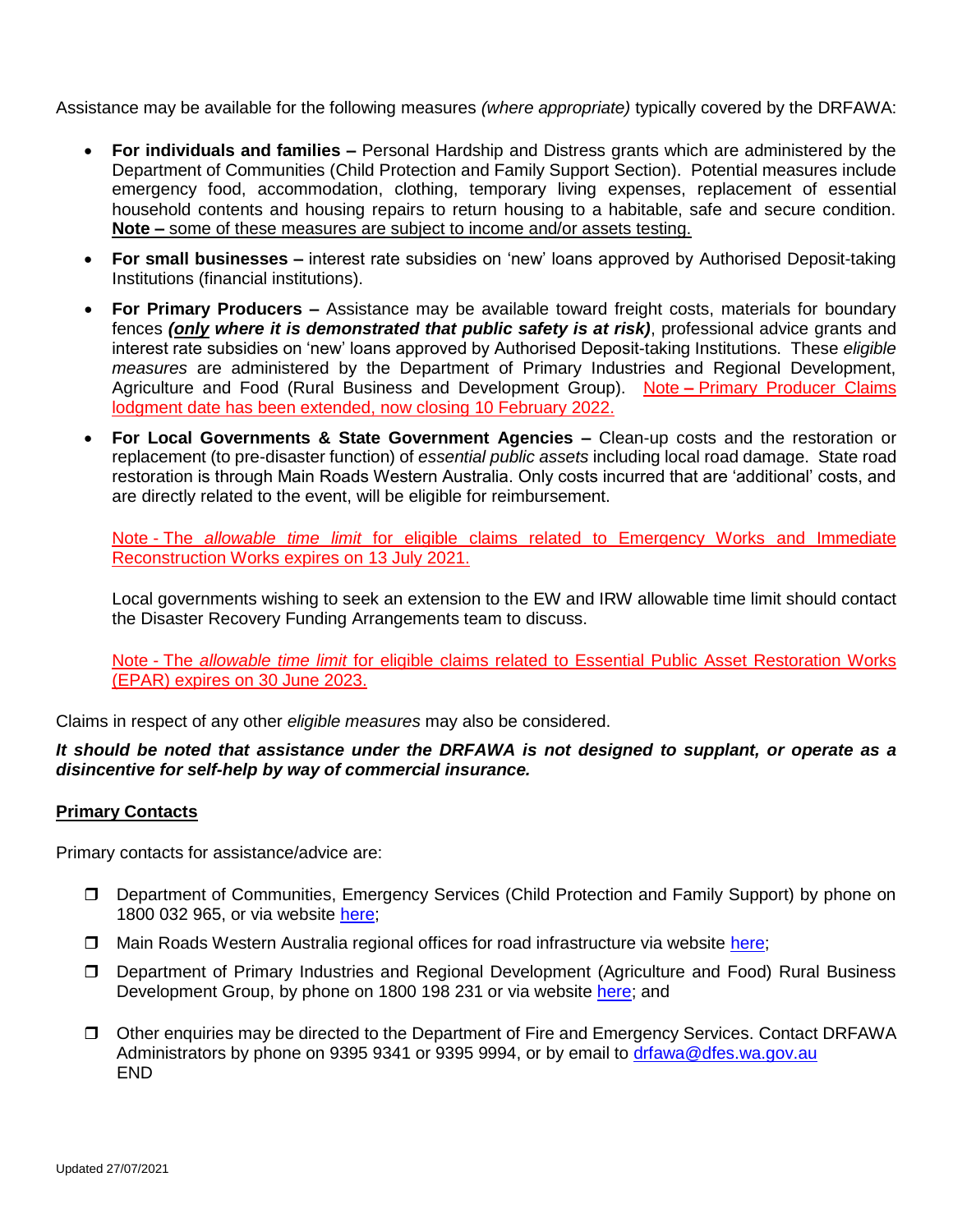Assistance may be available for the following measures *(where appropriate)* typically covered by the DRFAWA:

- **For individuals and families –** Personal Hardship and Distress grants which are administered by the Department of Communities (Child Protection and Family Support Section). Potential measures include emergency food, accommodation, clothing, temporary living expenses, replacement of essential household contents and housing repairs to return housing to a habitable, safe and secure condition. **Note –** some of these measures are subject to income and/or assets testing.
- **For small businesses –** interest rate subsidies on 'new' loans approved by Authorised Deposit-taking Institutions (financial institutions).
- **For Primary Producers –** Assistance may be available toward freight costs, materials for boundary fences ***(only where it is demonstrated that public safety is at risk)***, professional advice grants and interest rate subsidies on 'new' loans approved by Authorised Deposit-taking Institutions. These *eligible measures* are administered by the Department of Primary Industries and Regional Development, Agriculture and Food (Rural Business and Development Group). Note **–** Primary Producer Claims lodgment date has been extended, now closing 10 February 2022.
- **For Local Governments & State Government Agencies –** Clean-up costs and the restoration or replacement (to pre-disaster function) of *essential public assets* including local road damage. State road restoration is through Main Roads Western Australia. Only costs incurred that are 'additional' costs, and are directly related to the event, will be eligible for reimbursement.

  Note - The *allowable time limit* for eligible claims related to Emergency Works and Immediate Reconstruction Works expires on 13 July 2021.

  Local governments wishing to seek an extension to the EW and IRW allowable time limit should contact the Disaster Recovery Funding Arrangements team to discuss.

  Note - The *allowable time limit* for eligible claims related to Essential Public Asset Restoration Works (EPAR) expires on 30 June 2023.

Claims in respect of any other *eligible measures* may also be considered.

***It should be noted that assistance under the DRFAWA is not designed to supplant, or operate as a disincentive for self-help by way of commercial insurance.***

**Primary Contacts**

Primary contacts for assistance/advice are:

- Department of Communities, Emergency Services (Child Protection and Family Support) by phone on 1800 032 965, or via website here;
- Main Roads Western Australia regional offices for road infrastructure via website here;
- Department of Primary Industries and Regional Development (Agriculture and Food) Rural Business Development Group, by phone on 1800 198 231 or via website here; and
- Other enquiries may be directed to the Department of Fire and Emergency Services. Contact DRFAWA Administrators by phone on 9395 9341 or 9395 9994, or by email to drfawa@dfes.wa.gov.au
  END

Updated 27/07/2021